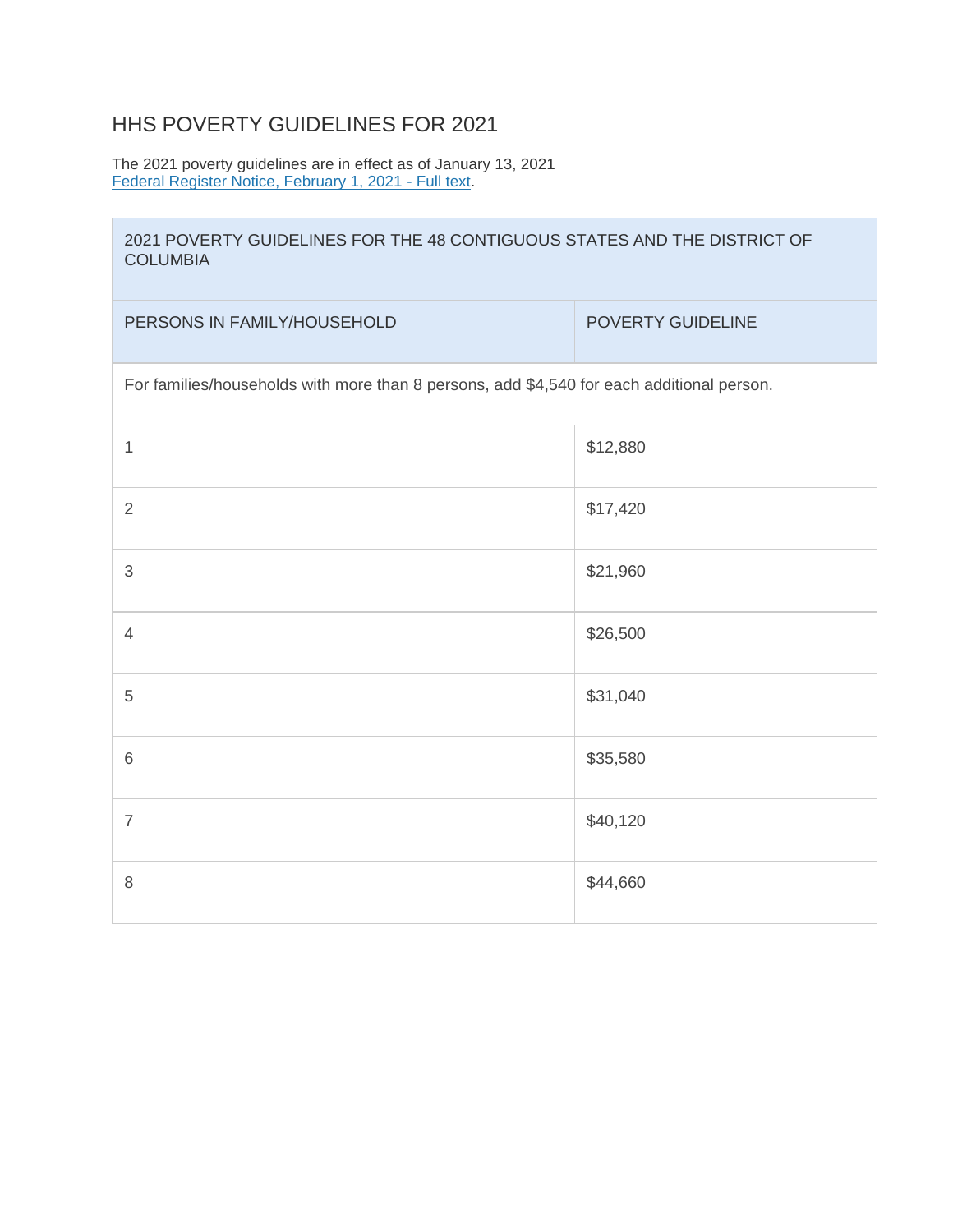# HHS POVERTY GUIDELINES FOR 2021

The 2021 poverty guidelines are in effect as of January 13, 2021
[Federal Register Notice, February 1, 2021 - Full text](#).

| 2021 POVERTY GUIDELINES FOR THE 48 CONTIGUOUS STATES AND THE DISTRICT OF COLUMBIA | |
|---|---|
| PERSONS IN FAMILY/HOUSEHOLD | POVERTY GUIDELINE |
| For families/households with more than 8 persons, add $4,540 for each additional person. | |
| 1 | $12,880 |
| 2 | $17,420 |
| 3 | $21,960 |
| 4 | $26,500 |
| 5 | $31,040 |
| 6 | $35,580 |
| 7 | $40,120 |
| 8 | $44,660 |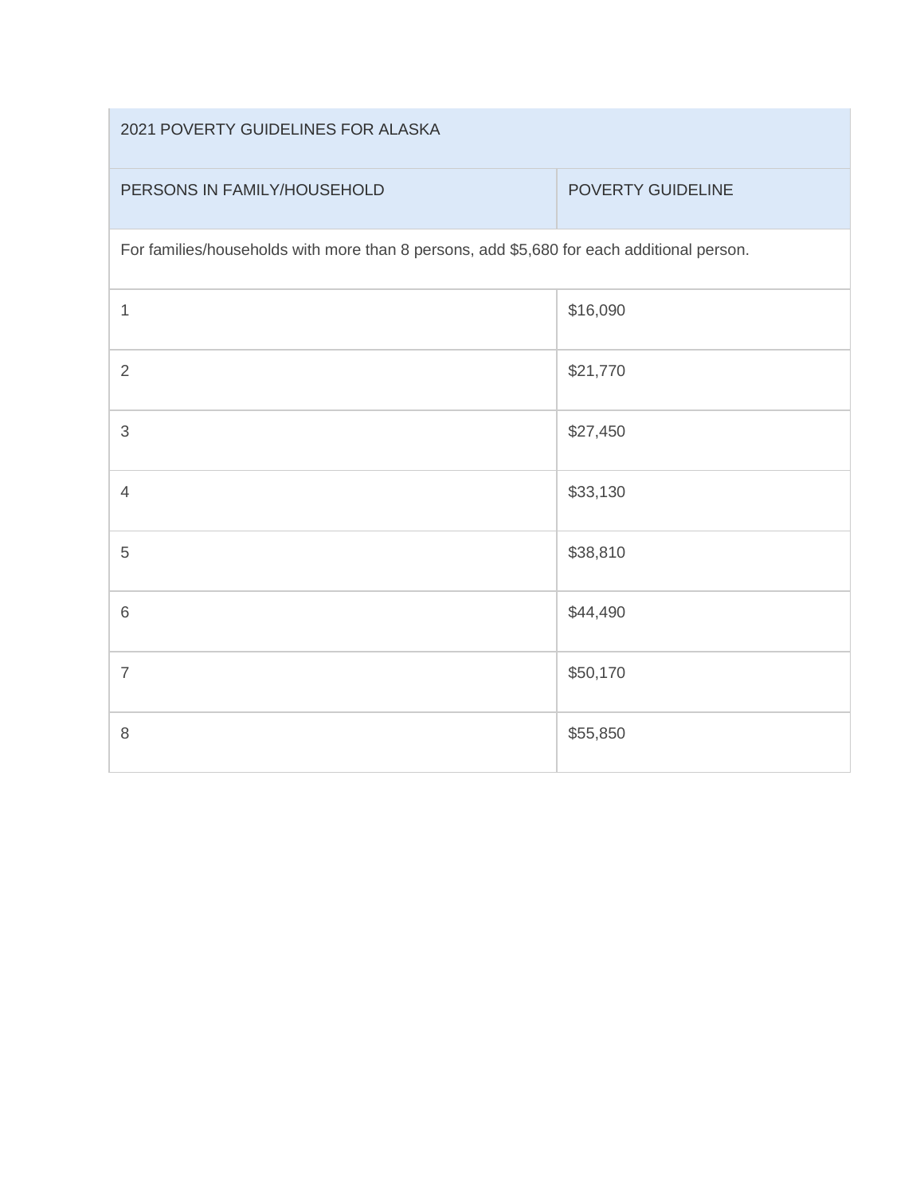| 2021 POVERTY GUIDELINES FOR ALASKA | |
|---|---|
| PERSONS IN FAMILY/HOUSEHOLD | POVERTY GUIDELINE |
| For families/households with more than 8 persons, add $5,680 for each additional person. | |
| 1 | $16,090 |
| 2 | $21,770 |
| 3 | $27,450 |
| 4 | $33,130 |
| 5 | $38,810 |
| 6 | $44,490 |
| 7 | $50,170 |
| 8 | $55,850 |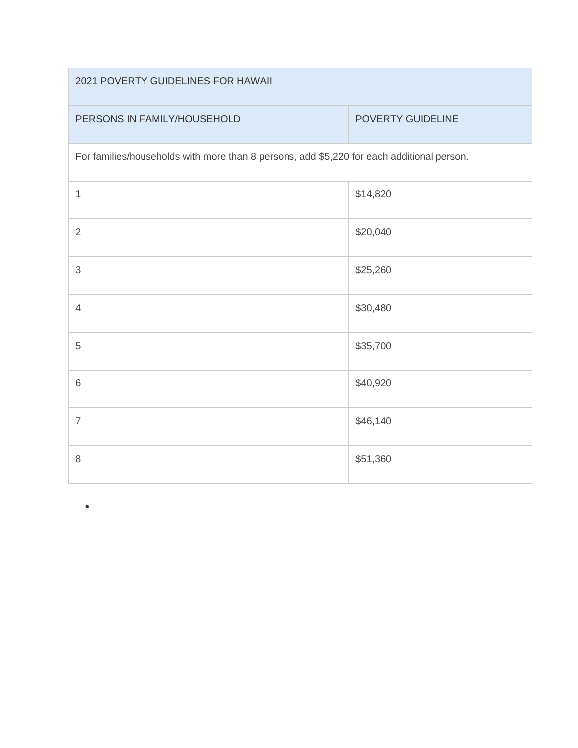| 2021 POVERTY GUIDELINES FOR HAWAII | |
|---|---|
| PERSONS IN FAMILY/HOUSEHOLD | POVERTY GUIDELINE |
| For families/households with more than 8 persons, add $5,220 for each additional person. | |
| 1 | $14,820 |
| 2 | $20,040 |
| 3 | $25,260 |
| 4 | $30,480 |
| 5 | $35,700 |
| 6 | $40,920 |
| 7 | $46,140 |
| 8 | $51,360 |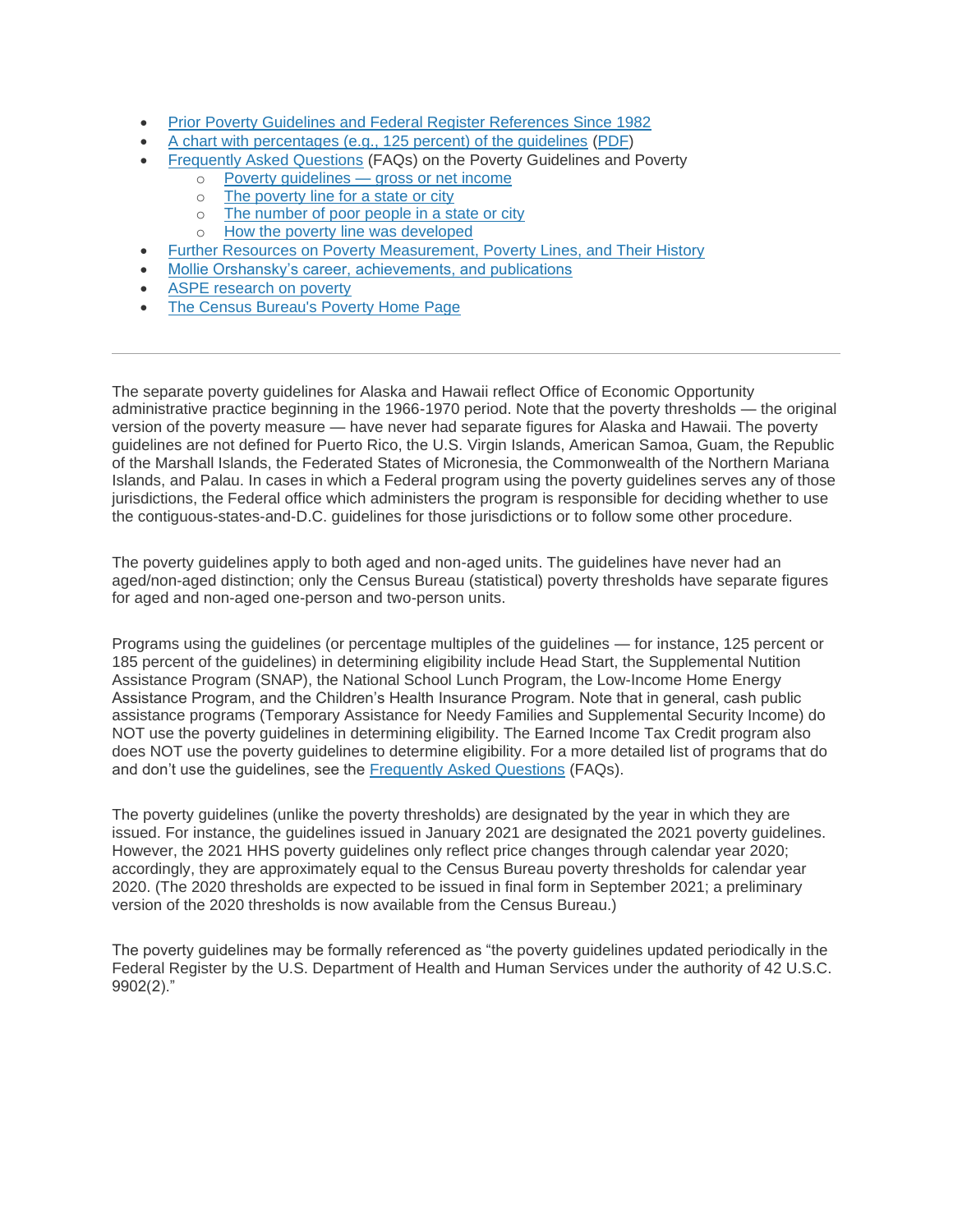- Prior Poverty Guidelines and Federal Register References Since 1982
- A chart with percentages (e.g., 125 percent) of the guidelines (PDF)
- Frequently Asked Questions (FAQs) on the Poverty Guidelines and Poverty
  - Poverty guidelines — gross or net income
  - The poverty line for a state or city
  - The number of poor people in a state or city
  - How the poverty line was developed
- Further Resources on Poverty Measurement, Poverty Lines, and Their History
- Mollie Orshansky's career, achievements, and publications
- ASPE research on poverty
- The Census Bureau's Poverty Home Page

---

The separate poverty guidelines for Alaska and Hawaii reflect Office of Economic Opportunity administrative practice beginning in the 1966-1970 period. Note that the poverty thresholds — the original version of the poverty measure — have never had separate figures for Alaska and Hawaii. The poverty guidelines are not defined for Puerto Rico, the U.S. Virgin Islands, American Samoa, Guam, the Republic of the Marshall Islands, the Federated States of Micronesia, the Commonwealth of the Northern Mariana Islands, and Palau. In cases in which a Federal program using the poverty guidelines serves any of those jurisdictions, the Federal office which administers the program is responsible for deciding whether to use the contiguous-states-and-D.C. guidelines for those jurisdictions or to follow some other procedure.

The poverty guidelines apply to both aged and non-aged units. The guidelines have never had an aged/non-aged distinction; only the Census Bureau (statistical) poverty thresholds have separate figures for aged and non-aged one-person and two-person units.

Programs using the guidelines (or percentage multiples of the guidelines — for instance, 125 percent or 185 percent of the guidelines) in determining eligibility include Head Start, the Supplemental Nutition Assistance Program (SNAP), the National School Lunch Program, the Low-Income Home Energy Assistance Program, and the Children's Health Insurance Program. Note that in general, cash public assistance programs (Temporary Assistance for Needy Families and Supplemental Security Income) do NOT use the poverty guidelines in determining eligibility. The Earned Income Tax Credit program also does NOT use the poverty guidelines to determine eligibility. For a more detailed list of programs that do and don't use the guidelines, see the Frequently Asked Questions (FAQs).

The poverty guidelines (unlike the poverty thresholds) are designated by the year in which they are issued. For instance, the guidelines issued in January 2021 are designated the 2021 poverty guidelines. However, the 2021 HHS poverty guidelines only reflect price changes through calendar year 2020; accordingly, they are approximately equal to the Census Bureau poverty thresholds for calendar year 2020. (The 2020 thresholds are expected to be issued in final form in September 2021; a preliminary version of the 2020 thresholds is now available from the Census Bureau.)

The poverty guidelines may be formally referenced as "the poverty guidelines updated periodically in the Federal Register by the U.S. Department of Health and Human Services under the authority of 42 U.S.C. 9902(2)."